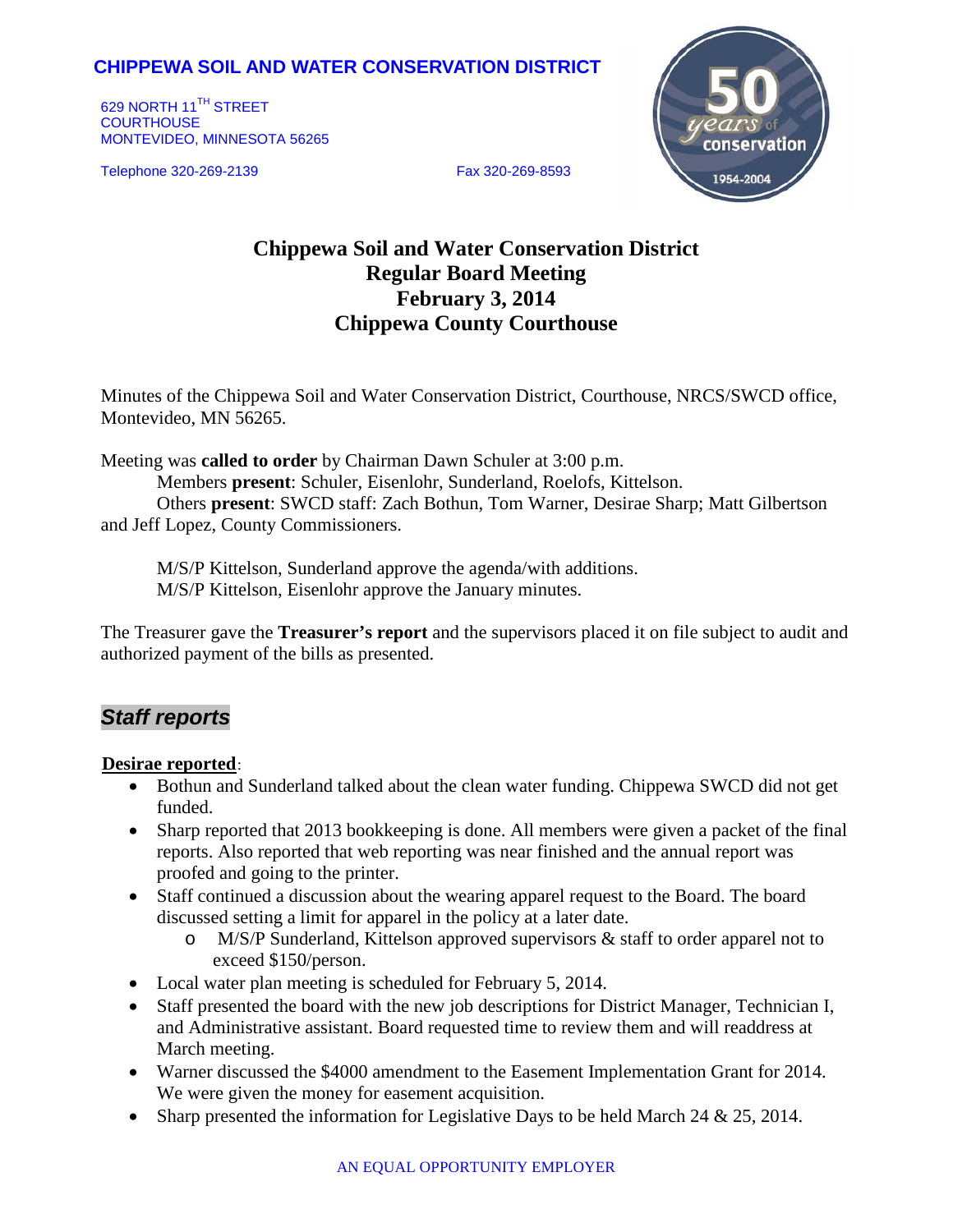**CHIPPEWA SOIL AND WATER CONSERVATION DISTRICT**

629 NORTH 11TH STREET
COURTHOUSE
MONTEVIDEO, MINNESOTA 56265

Telephone 320-269-2139    Fax 320-269-8593

# Chippewa Soil and Water Conservation District
## Regular Board Meeting
## February 3, 2014
## Chippewa County Courthouse

Minutes of the Chippewa Soil and Water Conservation District, Courthouse, NRCS/SWCD office, Montevideo, MN 56265.

Meeting was **called to order** by Chairman Dawn Schuler at 3:00 p.m.

Members **present**: Schuler, Eisenlohr, Sunderland, Roelofs, Kittelson.

Others **present**: SWCD staff: Zach Bothun, Tom Warner, Desirae Sharp; Matt Gilbertson and Jeff Lopez, County Commissioners.

M/S/P Kittelson, Sunderland approve the agenda/with additions.
M/S/P Kittelson, Eisenlohr approve the January minutes.

The Treasurer gave the **Treasurer's report** and the supervisors placed it on file subject to audit and authorized payment of the bills as presented.

## *Staff reports*

**Desirae reported**:

- Bothun and Sunderland talked about the clean water funding. Chippewa SWCD did not get funded.
- Sharp reported that 2013 bookkeeping is done. All members were given a packet of the final reports. Also reported that web reporting was near finished and the annual report was proofed and going to the printer.
- Staff continued a discussion about the wearing apparel request to the Board. The board discussed setting a limit for apparel in the policy at a later date.
  - M/S/P Sunderland, Kittelson approved supervisors & staff to order apparel not to exceed $150/person.
- Local water plan meeting is scheduled for February 5, 2014.
- Staff presented the board with the new job descriptions for District Manager, Technician I, and Administrative assistant. Board requested time to review them and will readdress at March meeting.
- Warner discussed the $4000 amendment to the Easement Implementation Grant for 2014. We were given the money for easement acquisition.
- Sharp presented the information for Legislative Days to be held March 24 & 25, 2014.

AN EQUAL OPPORTUNITY EMPLOYER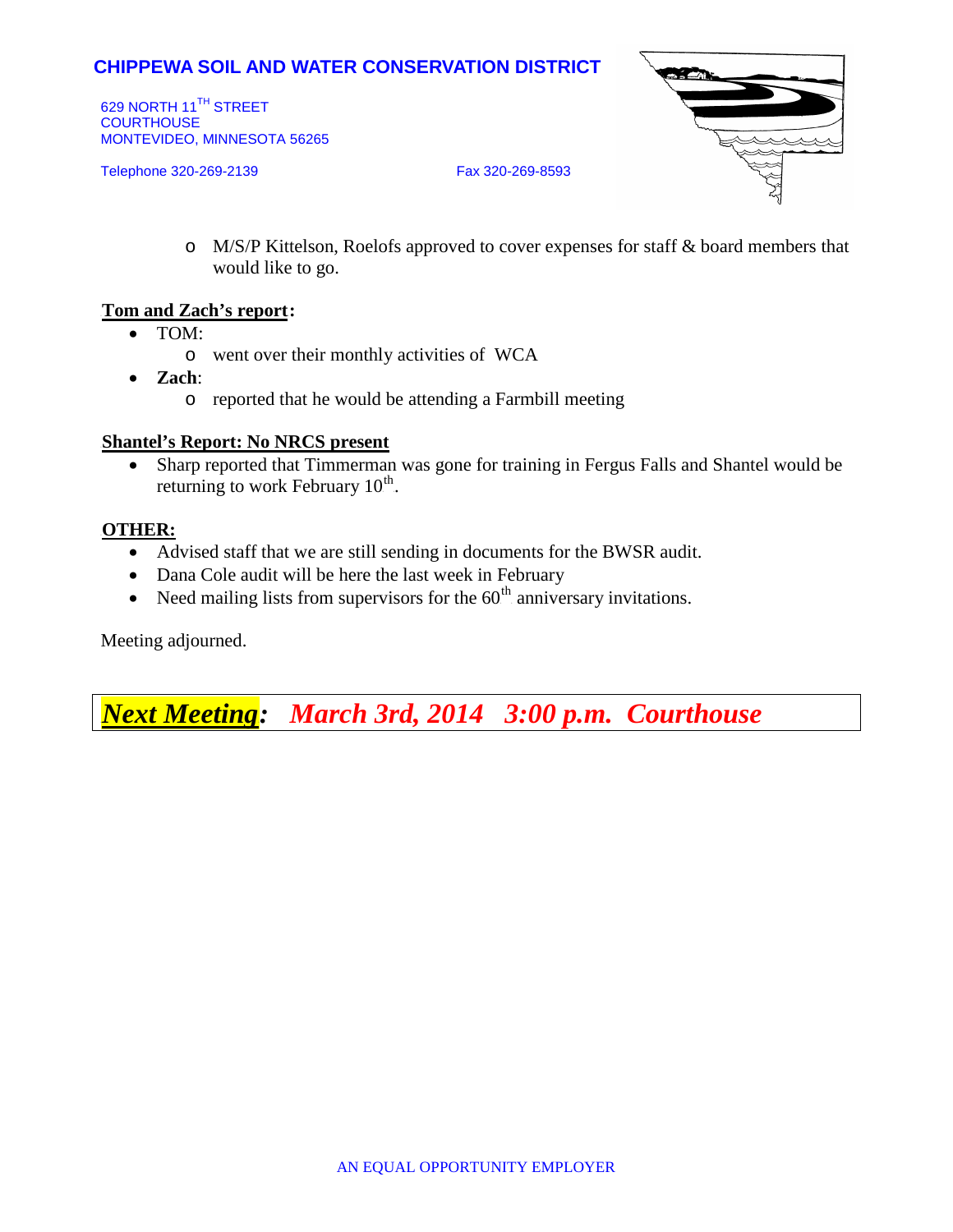# CHIPPEWA SOIL AND WATER CONSERVATION DISTRICT

629 NORTH 11TH STREET
COURTHOUSE
MONTEVIDEO, MINNESOTA 56265

Telephone 320-269-2139 Fax 320-269-8593

- M/S/P Kittelson, Roelofs approved to cover expenses for staff & board members that would like to go.

**Tom and Zach's report:**

- TOM:
  - went over their monthly activities of WCA
- **Zach**:
  - reported that he would be attending a Farmbill meeting

**Shantel's Report: No NRCS present**

- Sharp reported that Timmerman was gone for training in Fergus Falls and Shantel would be returning to work February 10th.

**OTHER:**

- Advised staff that we are still sending in documents for the BWSR audit.
- Dana Cole audit will be here the last week in February
- Need mailing lists from supervisors for the 60th anniversary invitations.

Meeting adjourned.

***Next Meeting*: *March 3rd, 2014 3:00 p.m. Courthouse***

AN EQUAL OPPORTUNITY EMPLOYER